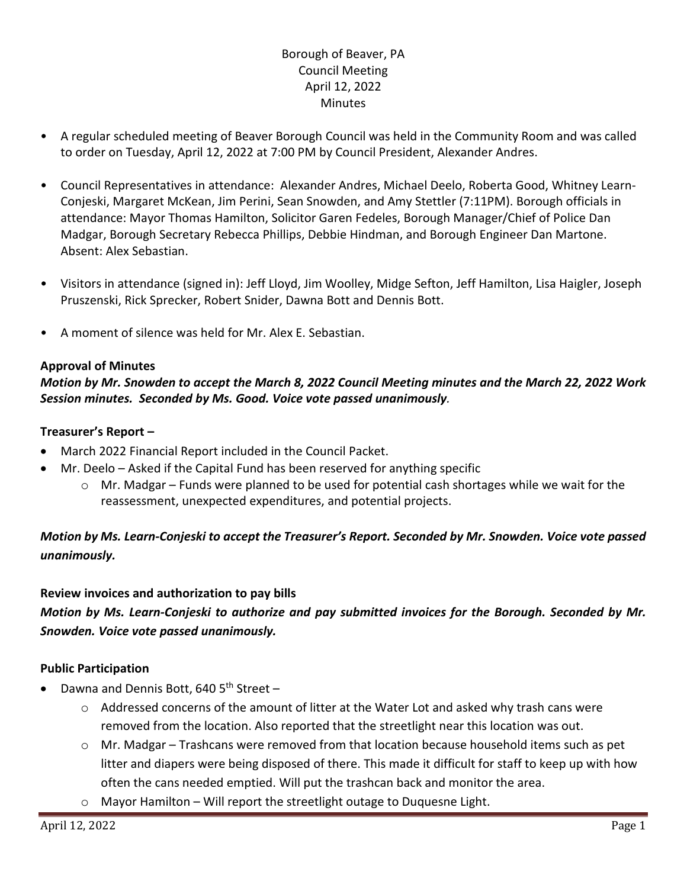# Borough of Beaver, PA
## Council Meeting
## April 12, 2022
## Minutes

- A regular scheduled meeting of Beaver Borough Council was held in the Community Room and was called to order on Tuesday, April 12, 2022 at 7:00 PM by Council President, Alexander Andres.
- Council Representatives in attendance: Alexander Andres, Michael Deelo, Roberta Good, Whitney Learn-Conjeski, Margaret McKean, Jim Perini, Sean Snowden, and Amy Stettler (7:11PM). Borough officials in attendance: Mayor Thomas Hamilton, Solicitor Garen Fedeles, Borough Manager/Chief of Police Dan Madgar, Borough Secretary Rebecca Phillips, Debbie Hindman, and Borough Engineer Dan Martone. Absent: Alex Sebastian.
- Visitors in attendance (signed in): Jeff Lloyd, Jim Woolley, Midge Sefton, Jeff Hamilton, Lisa Haigler, Joseph Pruszenski, Rick Sprecker, Robert Snider, Dawna Bott and Dennis Bott.
- A moment of silence was held for Mr. Alex E. Sebastian.

**Approval of Minutes**

***Motion by Mr. Snowden to accept the March 8, 2022 Council Meeting minutes and the March 22, 2022 Work Session minutes. Seconded by Ms. Good. Voice vote passed unanimously.***

**Treasurer's Report –**

- March 2022 Financial Report included in the Council Packet.
- Mr. Deelo – Asked if the Capital Fund has been reserved for anything specific
  - Mr. Madgar – Funds were planned to be used for potential cash shortages while we wait for the reassessment, unexpected expenditures, and potential projects.

***Motion by Ms. Learn-Conjeski to accept the Treasurer's Report. Seconded by Mr. Snowden. Voice vote passed unanimously.***

**Review invoices and authorization to pay bills**

***Motion by Ms. Learn-Conjeski to authorize and pay submitted invoices for the Borough. Seconded by Mr. Snowden. Voice vote passed unanimously.***

**Public Participation**

- Dawna and Dennis Bott, 640 5th Street –
  - Addressed concerns of the amount of litter at the Water Lot and asked why trash cans were removed from the location. Also reported that the streetlight near this location was out.
  - Mr. Madgar – Trashcans were removed from that location because household items such as pet litter and diapers were being disposed of there. This made it difficult for staff to keep up with how often the cans needed emptied. Will put the trashcan back and monitor the area.
  - Mayor Hamilton – Will report the streetlight outage to Duquesne Light.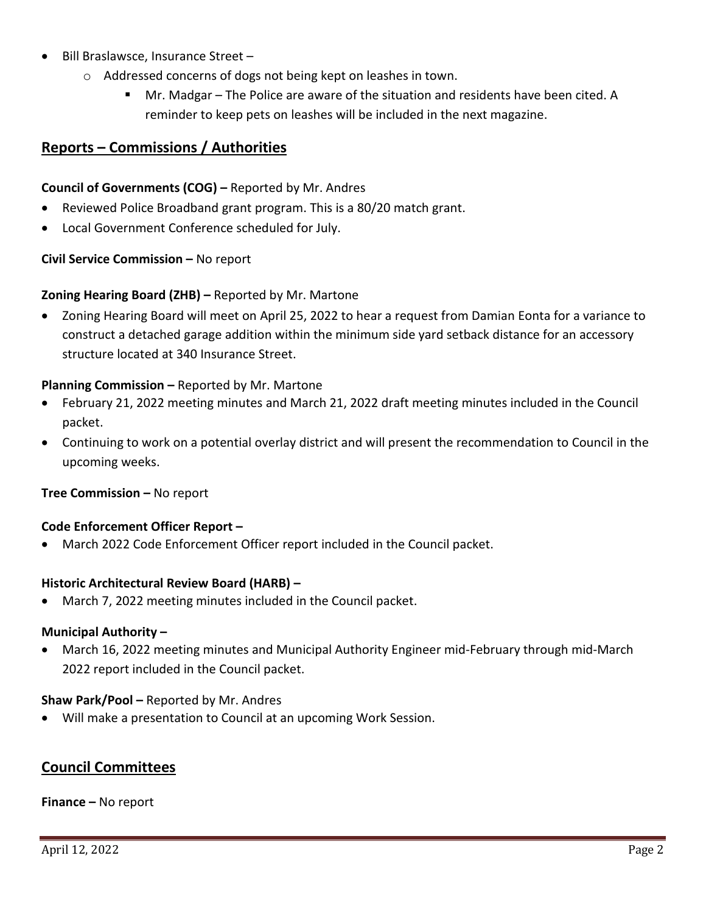- Bill Braslawsce, Insurance Street –
    - Addressed concerns of dogs not being kept on leashes in town.
        - Mr. Madgar – The Police are aware of the situation and residents have been cited. A reminder to keep pets on leashes will be included in the next magazine.

## Reports – Commissions / Authorities

**Council of Governments (COG) –** Reported by Mr. Andres

- Reviewed Police Broadband grant program. This is a 80/20 match grant.
- Local Government Conference scheduled for July.

**Civil Service Commission –** No report

**Zoning Hearing Board (ZHB) –** Reported by Mr. Martone

- Zoning Hearing Board will meet on April 25, 2022 to hear a request from Damian Eonta for a variance to construct a detached garage addition within the minimum side yard setback distance for an accessory structure located at 340 Insurance Street.

**Planning Commission –** Reported by Mr. Martone

- February 21, 2022 meeting minutes and March 21, 2022 draft meeting minutes included in the Council packet.
- Continuing to work on a potential overlay district and will present the recommendation to Council in the upcoming weeks.

**Tree Commission –** No report

**Code Enforcement Officer Report –**

- March 2022 Code Enforcement Officer report included in the Council packet.

**Historic Architectural Review Board (HARB) –**

- March 7, 2022 meeting minutes included in the Council packet.

**Municipal Authority –**

- March 16, 2022 meeting minutes and Municipal Authority Engineer mid-February through mid-March 2022 report included in the Council packet.

**Shaw Park/Pool –** Reported by Mr. Andres

- Will make a presentation to Council at an upcoming Work Session.

## Council Committees

**Finance –** No report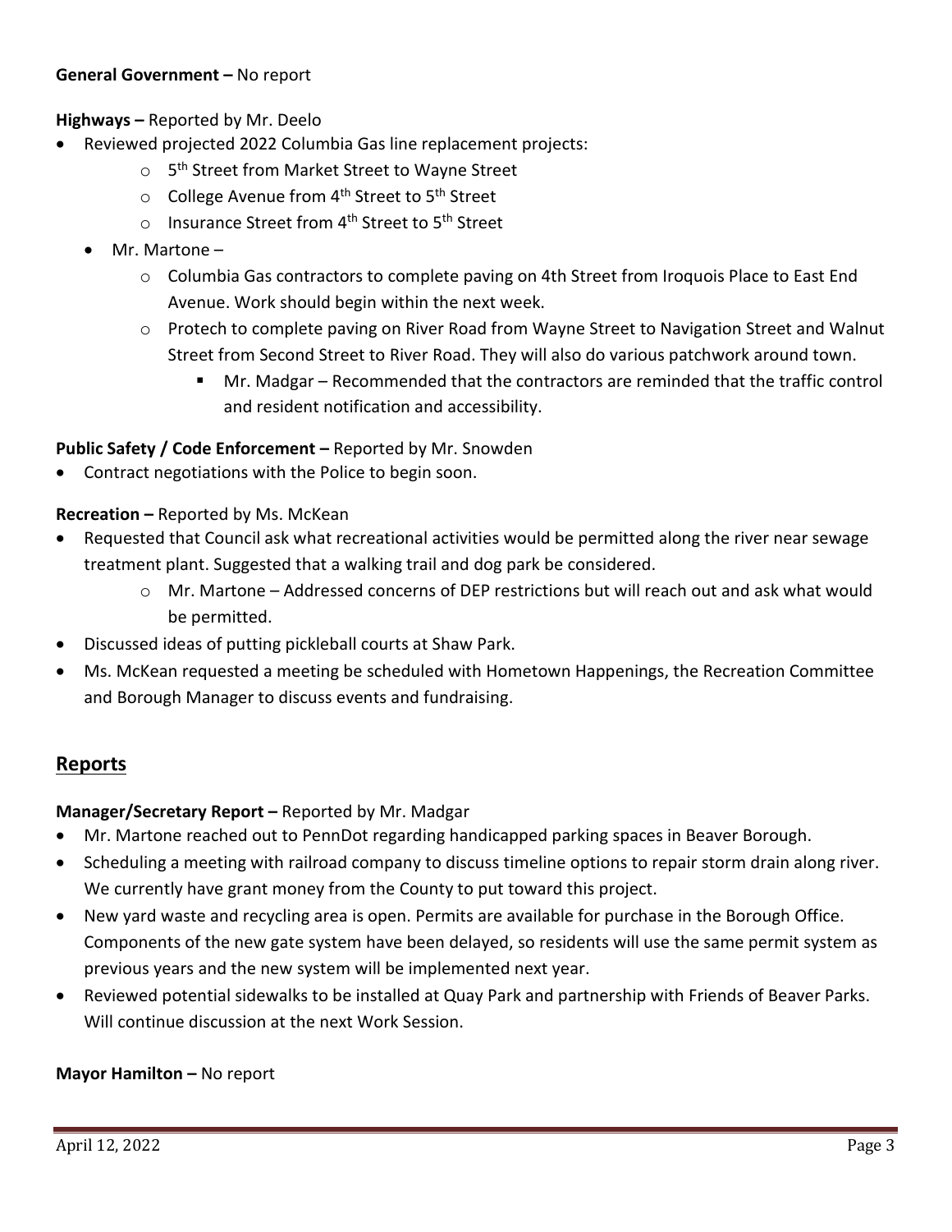**General Government –** No report

**Highways –** Reported by Mr. Deelo

- Reviewed projected 2022 Columbia Gas line replacement projects:
  - 5th Street from Market Street to Wayne Street
  - College Avenue from 4th Street to 5th Street
  - Insurance Street from 4th Street to 5th Street
- Mr. Martone –
  - Columbia Gas contractors to complete paving on 4th Street from Iroquois Place to East End Avenue. Work should begin within the next week.
  - Protech to complete paving on River Road from Wayne Street to Navigation Street and Walnut Street from Second Street to River Road. They will also do various patchwork around town.
    - Mr. Madgar – Recommended that the contractors are reminded that the traffic control and resident notification and accessibility.

**Public Safety / Code Enforcement –** Reported by Mr. Snowden

- Contract negotiations with the Police to begin soon.

**Recreation –** Reported by Ms. McKean

- Requested that Council ask what recreational activities would be permitted along the river near sewage treatment plant. Suggested that a walking trail and dog park be considered.
  - Mr. Martone – Addressed concerns of DEP restrictions but will reach out and ask what would be permitted.
- Discussed ideas of putting pickleball courts at Shaw Park.
- Ms. McKean requested a meeting be scheduled with Hometown Happenings, the Recreation Committee and Borough Manager to discuss events and fundraising.

## Reports

**Manager/Secretary Report –** Reported by Mr. Madgar

- Mr. Martone reached out to PennDot regarding handicapped parking spaces in Beaver Borough.
- Scheduling a meeting with railroad company to discuss timeline options to repair storm drain along river. We currently have grant money from the County to put toward this project.
- New yard waste and recycling area is open. Permits are available for purchase in the Borough Office. Components of the new gate system have been delayed, so residents will use the same permit system as previous years and the new system will be implemented next year.
- Reviewed potential sidewalks to be installed at Quay Park and partnership with Friends of Beaver Parks. Will continue discussion at the next Work Session.

**Mayor Hamilton –** No report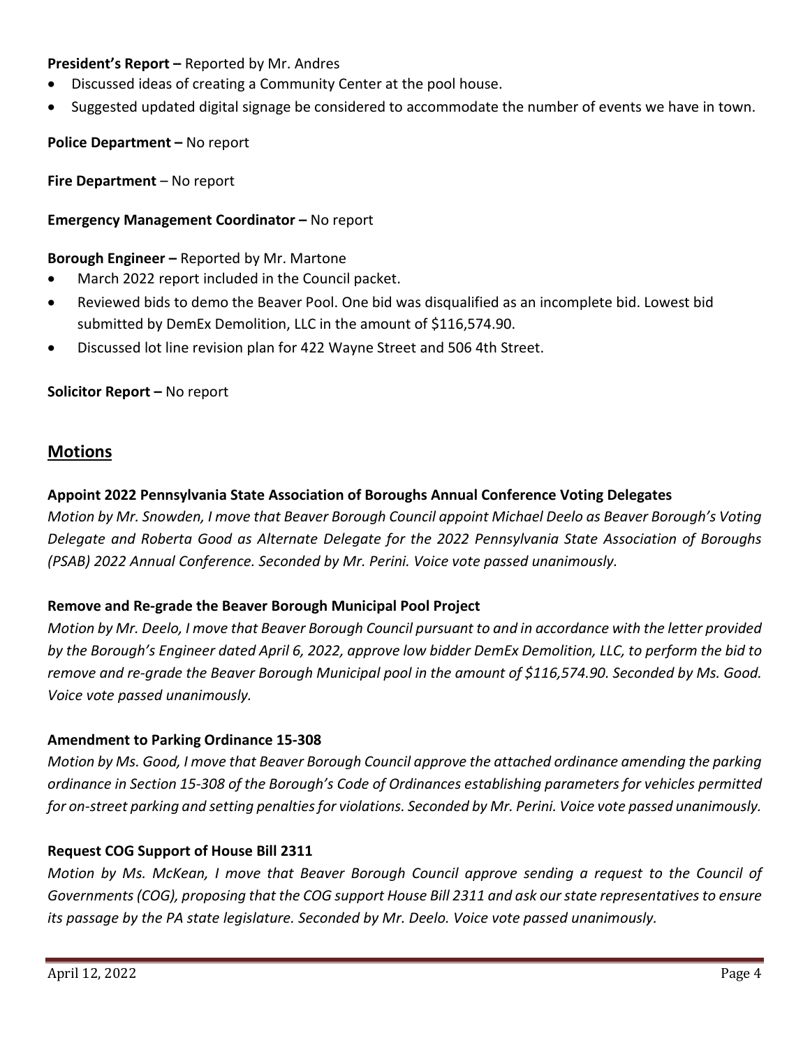**President's Report –** Reported by Mr. Andres

- Discussed ideas of creating a Community Center at the pool house.
- Suggested updated digital signage be considered to accommodate the number of events we have in town.

**Police Department –** No report

**Fire Department** – No report

**Emergency Management Coordinator –** No report

**Borough Engineer –** Reported by Mr. Martone

- March 2022 report included in the Council packet.
- Reviewed bids to demo the Beaver Pool. One bid was disqualified as an incomplete bid. Lowest bid submitted by DemEx Demolition, LLC in the amount of $116,574.90.
- Discussed lot line revision plan for 422 Wayne Street and 506 4th Street.

**Solicitor Report –** No report

## Motions

**Appoint 2022 Pennsylvania State Association of Boroughs Annual Conference Voting Delegates**

*Motion by Mr. Snowden, I move that Beaver Borough Council appoint Michael Deelo as Beaver Borough's Voting Delegate and Roberta Good as Alternate Delegate for the 2022 Pennsylvania State Association of Boroughs (PSAB) 2022 Annual Conference. Seconded by Mr. Perini. Voice vote passed unanimously.*

**Remove and Re-grade the Beaver Borough Municipal Pool Project**

*Motion by Mr. Deelo, I move that Beaver Borough Council pursuant to and in accordance with the letter provided by the Borough's Engineer dated April 6, 2022, approve low bidder DemEx Demolition, LLC, to perform the bid to remove and re-grade the Beaver Borough Municipal pool in the amount of $116,574.90. Seconded by Ms. Good. Voice vote passed unanimously.*

**Amendment to Parking Ordinance 15-308**

*Motion by Ms. Good, I move that Beaver Borough Council approve the attached ordinance amending the parking ordinance in Section 15-308 of the Borough's Code of Ordinances establishing parameters for vehicles permitted for on-street parking and setting penalties for violations. Seconded by Mr. Perini. Voice vote passed unanimously.*

**Request COG Support of House Bill 2311**

*Motion by Ms. McKean, I move that Beaver Borough Council approve sending a request to the Council of Governments (COG), proposing that the COG support House Bill 2311 and ask our state representatives to ensure its passage by the PA state legislature. Seconded by Mr. Deelo. Voice vote passed unanimously.*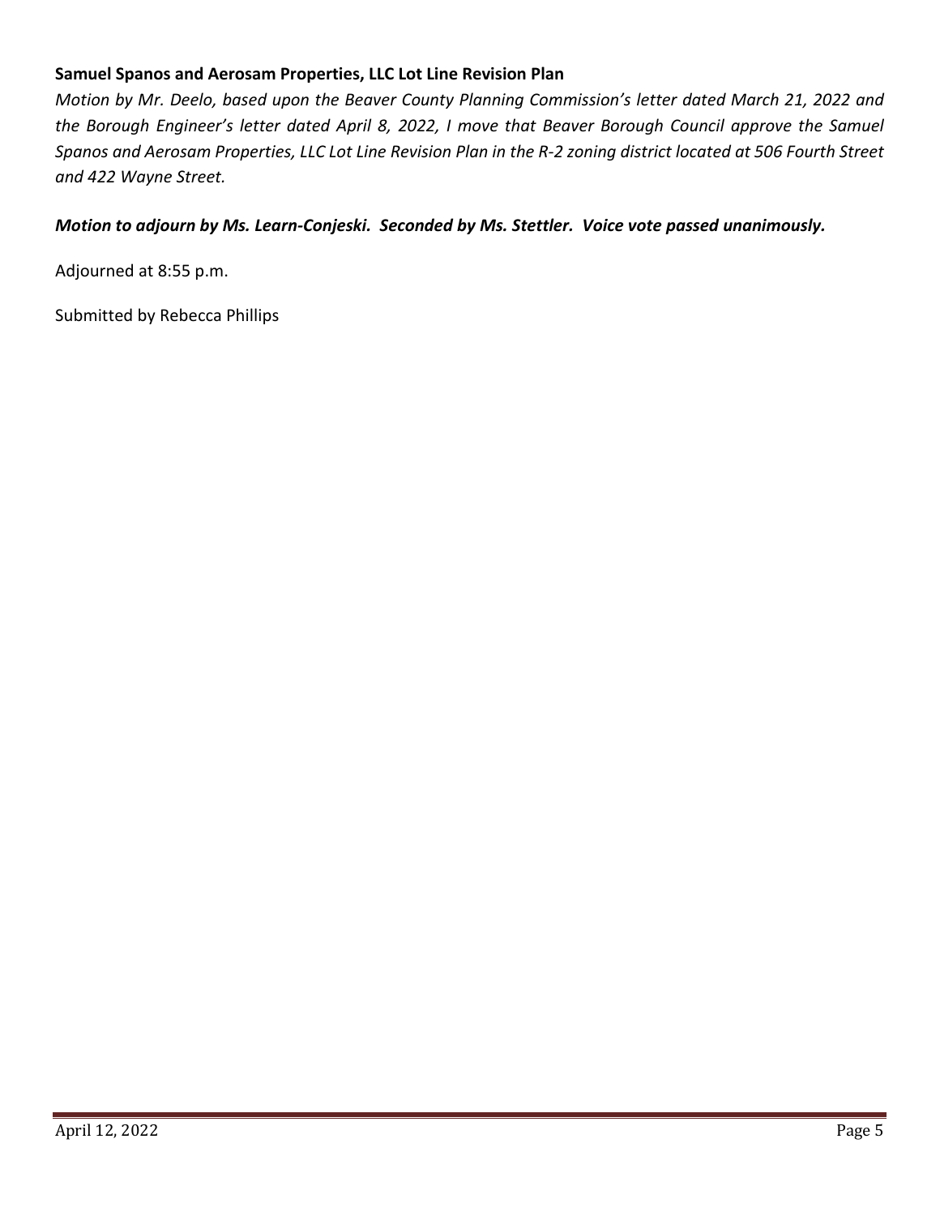**Samuel Spanos and Aerosam Properties, LLC Lot Line Revision Plan**

*Motion by Mr. Deelo, based upon the Beaver County Planning Commission's letter dated March 21, 2022 and the Borough Engineer's letter dated April 8, 2022, I move that Beaver Borough Council approve the Samuel Spanos and Aerosam Properties, LLC Lot Line Revision Plan in the R-2 zoning district located at 506 Fourth Street and 422 Wayne Street.*

***Motion to adjourn by Ms. Learn-Conjeski. Seconded by Ms. Stettler. Voice vote passed unanimously.***

Adjourned at 8:55 p.m.

Submitted by Rebecca Phillips